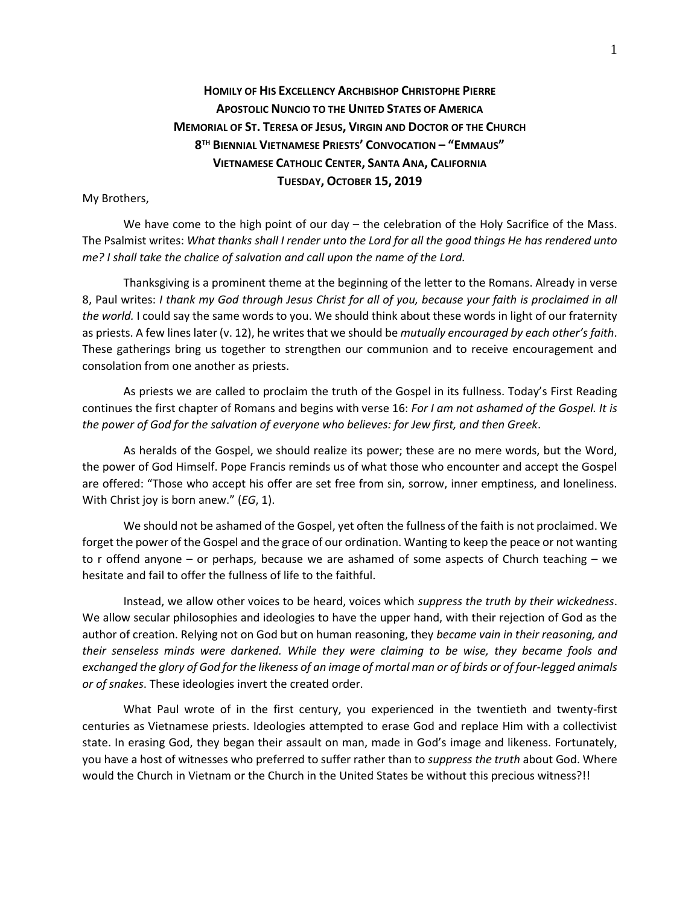# HOMILY OF HIS EXCELLENCY ARCHBISHOP CHRISTOPHE PIERRE
## APOSTOLIC NUNCIO TO THE UNITED STATES OF AMERICA
## MEMORIAL OF ST. TERESA OF JESUS, VIRGIN AND DOCTOR OF THE CHURCH
## 8TH BIENNIAL VIETNAMESE PRIESTS' CONVOCATION – "EMMAUS"
## VIETNAMESE CATHOLIC CENTER, SANTA ANA, CALIFORNIA
## TUESDAY, OCTOBER 15, 2019

My Brothers,

We have come to the high point of our day – the celebration of the Holy Sacrifice of the Mass. The Psalmist writes: *What thanks shall I render unto the Lord for all the good things He has rendered unto me? I shall take the chalice of salvation and call upon the name of the Lord.*

Thanksgiving is a prominent theme at the beginning of the letter to the Romans. Already in verse 8, Paul writes: *I thank my God through Jesus Christ for all of you, because your faith is proclaimed in all the world.* I could say the same words to you. We should think about these words in light of our fraternity as priests. A few lines later (v. 12), he writes that we should be *mutually encouraged by each other's faith*. These gatherings bring us together to strengthen our communion and to receive encouragement and consolation from one another as priests.

As priests we are called to proclaim the truth of the Gospel in its fullness. Today's First Reading continues the first chapter of Romans and begins with verse 16: *For I am not ashamed of the Gospel. It is the power of God for the salvation of everyone who believes: for Jew first, and then Greek*.

As heralds of the Gospel, we should realize its power; these are no mere words, but the Word, the power of God Himself. Pope Francis reminds us of what those who encounter and accept the Gospel are offered: "Those who accept his offer are set free from sin, sorrow, inner emptiness, and loneliness. With Christ joy is born anew." (*EG*, 1).

We should not be ashamed of the Gospel, yet often the fullness of the faith is not proclaimed. We forget the power of the Gospel and the grace of our ordination. Wanting to keep the peace or not wanting to r offend anyone – or perhaps, because we are ashamed of some aspects of Church teaching – we hesitate and fail to offer the fullness of life to the faithful.

Instead, we allow other voices to be heard, voices which *suppress the truth by their wickedness*. We allow secular philosophies and ideologies to have the upper hand, with their rejection of God as the author of creation. Relying not on God but on human reasoning, they *became vain in their reasoning, and their senseless minds were darkened. While they were claiming to be wise, they became fools and exchanged the glory of God for the likeness of an image of mortal man or of birds or of four-legged animals or of snakes*. These ideologies invert the created order.

What Paul wrote of in the first century, you experienced in the twentieth and twenty-first centuries as Vietnamese priests. Ideologies attempted to erase God and replace Him with a collectivist state. In erasing God, they began their assault on man, made in God's image and likeness. Fortunately, you have a host of witnesses who preferred to suffer rather than to *suppress the truth* about God. Where would the Church in Vietnam or the Church in the United States be without this precious witness?!!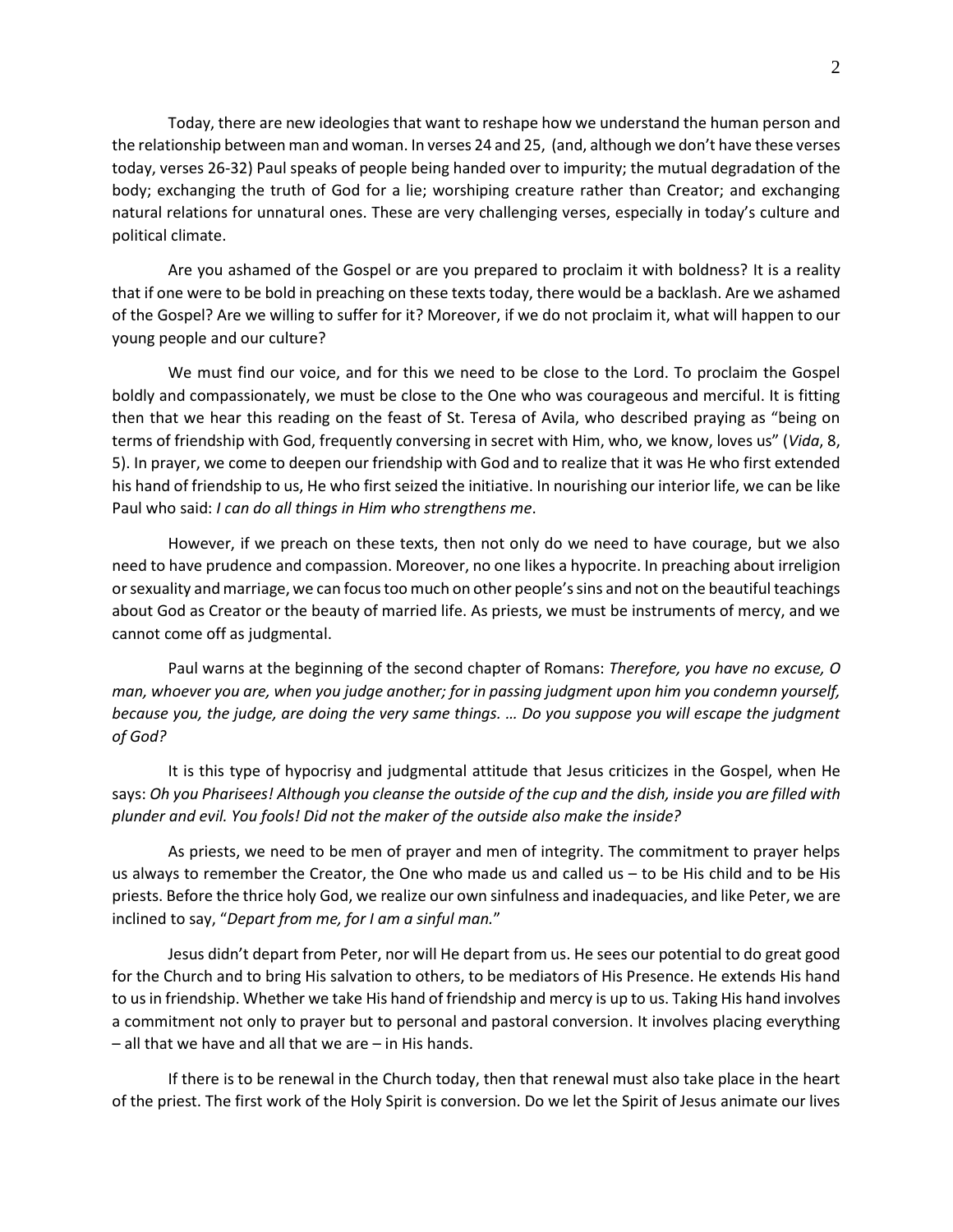Today, there are new ideologies that want to reshape how we understand the human person and the relationship between man and woman. In verses 24 and 25, (and, although we don't have these verses today, verses 26-32) Paul speaks of people being handed over to impurity; the mutual degradation of the body; exchanging the truth of God for a lie; worshiping creature rather than Creator; and exchanging natural relations for unnatural ones. These are very challenging verses, especially in today's culture and political climate.

Are you ashamed of the Gospel or are you prepared to proclaim it with boldness? It is a reality that if one were to be bold in preaching on these texts today, there would be a backlash. Are we ashamed of the Gospel? Are we willing to suffer for it? Moreover, if we do not proclaim it, what will happen to our young people and our culture?

We must find our voice, and for this we need to be close to the Lord. To proclaim the Gospel boldly and compassionately, we must be close to the One who was courageous and merciful. It is fitting then that we hear this reading on the feast of St. Teresa of Avila, who described praying as "being on terms of friendship with God, frequently conversing in secret with Him, who, we know, loves us" (*Vida*, 8, 5). In prayer, we come to deepen our friendship with God and to realize that it was He who first extended his hand of friendship to us, He who first seized the initiative. In nourishing our interior life, we can be like Paul who said: *I can do all things in Him who strengthens me*.

However, if we preach on these texts, then not only do we need to have courage, but we also need to have prudence and compassion. Moreover, no one likes a hypocrite. In preaching about irreligion or sexuality and marriage, we can focus too much on other people's sins and not on the beautiful teachings about God as Creator or the beauty of married life. As priests, we must be instruments of mercy, and we cannot come off as judgmental.

Paul warns at the beginning of the second chapter of Romans: *Therefore, you have no excuse, O man, whoever you are, when you judge another; for in passing judgment upon him you condemn yourself, because you, the judge, are doing the very same things. … Do you suppose you will escape the judgment of God?*

It is this type of hypocrisy and judgmental attitude that Jesus criticizes in the Gospel, when He says: *Oh you Pharisees! Although you cleanse the outside of the cup and the dish, inside you are filled with plunder and evil. You fools! Did not the maker of the outside also make the inside?*

As priests, we need to be men of prayer and men of integrity. The commitment to prayer helps us always to remember the Creator, the One who made us and called us – to be His child and to be His priests. Before the thrice holy God, we realize our own sinfulness and inadequacies, and like Peter, we are inclined to say, "*Depart from me, for I am a sinful man.*"

Jesus didn't depart from Peter, nor will He depart from us. He sees our potential to do great good for the Church and to bring His salvation to others, to be mediators of His Presence. He extends His hand to us in friendship. Whether we take His hand of friendship and mercy is up to us. Taking His hand involves a commitment not only to prayer but to personal and pastoral conversion. It involves placing everything – all that we have and all that we are – in His hands.

If there is to be renewal in the Church today, then that renewal must also take place in the heart of the priest. The first work of the Holy Spirit is conversion. Do we let the Spirit of Jesus animate our lives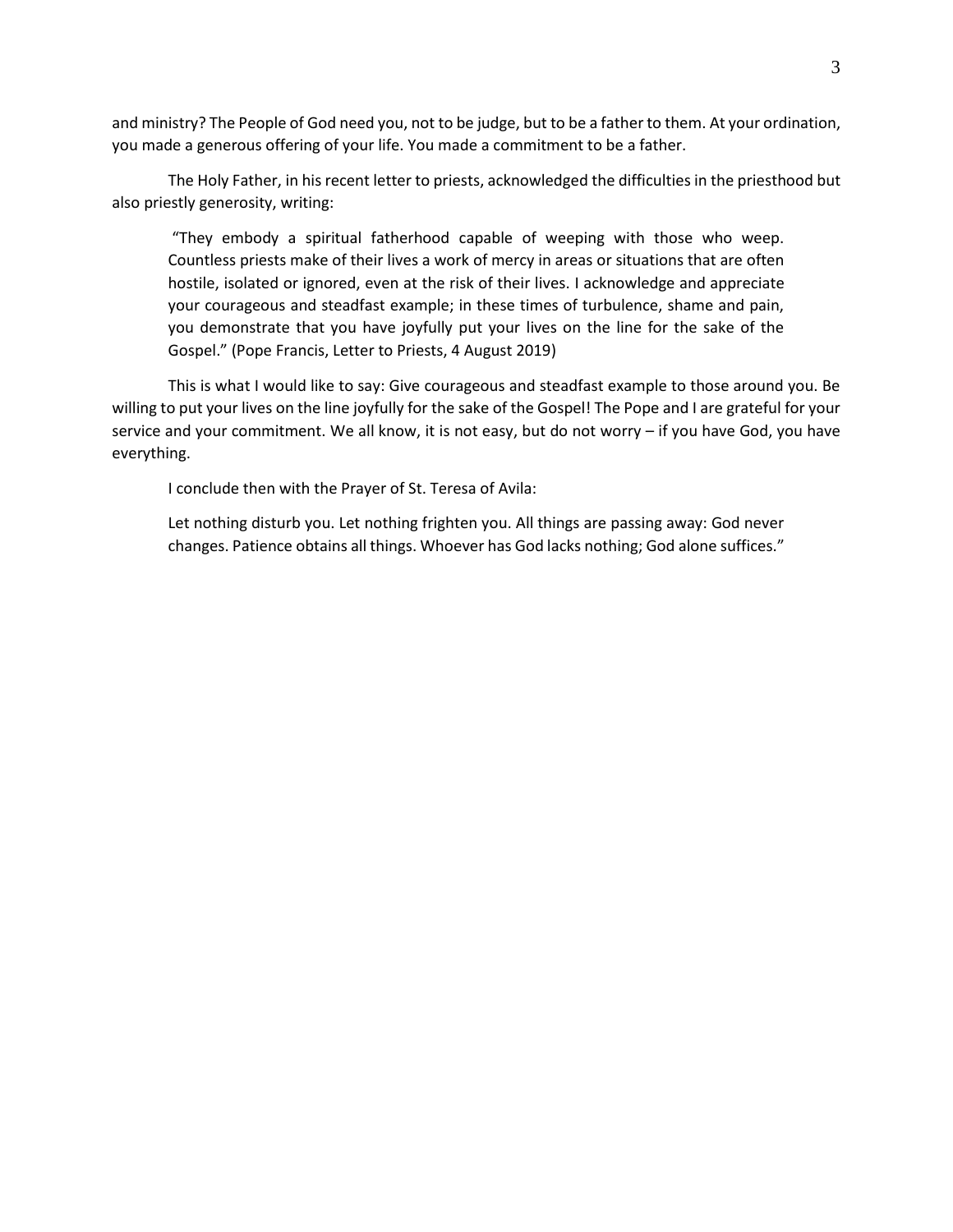and ministry? The People of God need you, not to be judge, but to be a father to them. At your ordination, you made a generous offering of your life. You made a commitment to be a father.

The Holy Father, in his recent letter to priests, acknowledged the difficulties in the priesthood but also priestly generosity, writing:

> "They embody a spiritual fatherhood capable of weeping with those who weep. Countless priests make of their lives a work of mercy in areas or situations that are often hostile, isolated or ignored, even at the risk of their lives. I acknowledge and appreciate your courageous and steadfast example; in these times of turbulence, shame and pain, you demonstrate that you have joyfully put your lives on the line for the sake of the Gospel." (Pope Francis, Letter to Priests, 4 August 2019)

This is what I would like to say: Give courageous and steadfast example to those around you. Be willing to put your lives on the line joyfully for the sake of the Gospel! The Pope and I are grateful for your service and your commitment. We all know, it is not easy, but do not worry – if you have God, you have everything.

I conclude then with the Prayer of St. Teresa of Avila:

> Let nothing disturb you. Let nothing frighten you. All things are passing away: God never changes. Patience obtains all things. Whoever has God lacks nothing; God alone suffices."